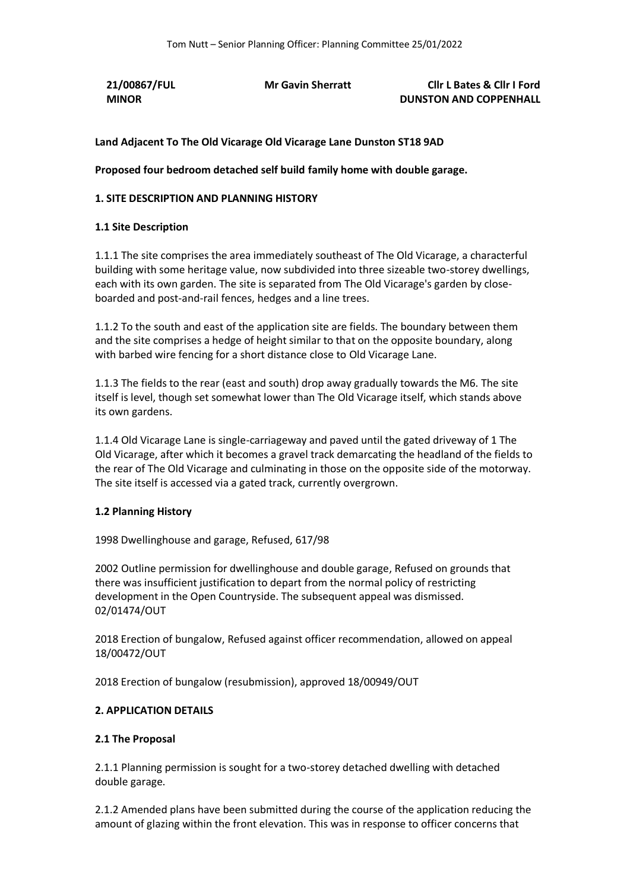| 21/00867/FUL | Mr Gavin Sherratt | Cllr L Bates & Cllr I Ford |
|---|---|---|
| MINOR | | DUNSTON AND COPPENHALL |

**Land Adjacent To The Old Vicarage Old Vicarage Lane Dunston ST18 9AD**

**Proposed four bedroom detached self build family home with double garage.**

## 1. SITE DESCRIPTION AND PLANNING HISTORY

### 1.1 Site Description

1.1.1 The site comprises the area immediately southeast of The Old Vicarage, a characterful building with some heritage value, now subdivided into three sizeable two-storey dwellings, each with its own garden. The site is separated from The Old Vicarage's garden by close-boarded and post-and-rail fences, hedges and a line trees.

1.1.2 To the south and east of the application site are fields. The boundary between them and the site comprises a hedge of height similar to that on the opposite boundary, along with barbed wire fencing for a short distance close to Old Vicarage Lane.

1.1.3 The fields to the rear (east and south) drop away gradually towards the M6. The site itself is level, though set somewhat lower than The Old Vicarage itself, which stands above its own gardens.

1.1.4 Old Vicarage Lane is single-carriageway and paved until the gated driveway of 1 The Old Vicarage, after which it becomes a gravel track demarcating the headland of the fields to the rear of The Old Vicarage and culminating in those on the opposite side of the motorway. The site itself is accessed via a gated track, currently overgrown.

### 1.2 Planning History

1998 Dwellinghouse and garage, Refused, 617/98

2002 Outline permission for dwellinghouse and double garage, Refused on grounds that there was insufficient justification to depart from the normal policy of restricting development in the Open Countryside. The subsequent appeal was dismissed. 02/01474/OUT

2018 Erection of bungalow, Refused against officer recommendation, allowed on appeal 18/00472/OUT

2018 Erection of bungalow (resubmission), approved 18/00949/OUT

## 2. APPLICATION DETAILS

### 2.1 The Proposal

2.1.1 Planning permission is sought for a two-storey detached dwelling with detached double garage.

2.1.2 Amended plans have been submitted during the course of the application reducing the amount of glazing within the front elevation. This was in response to officer concerns that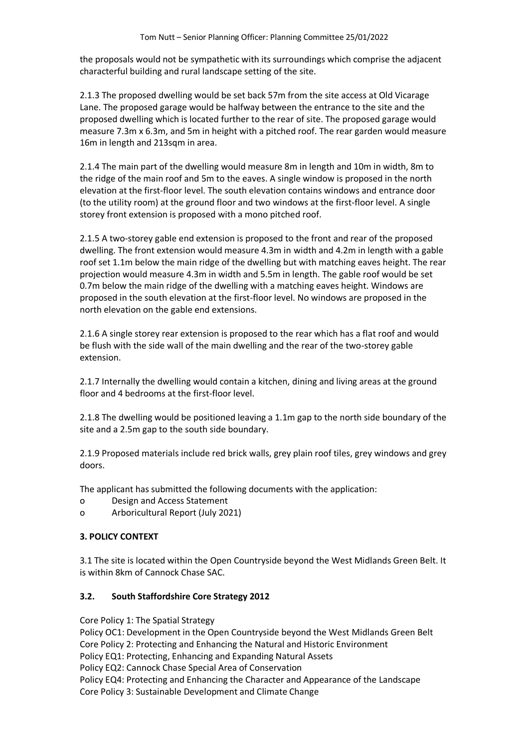the proposals would not be sympathetic with its surroundings which comprise the adjacent characterful building and rural landscape setting of the site.

2.1.3 The proposed dwelling would be set back 57m from the site access at Old Vicarage Lane. The proposed garage would be halfway between the entrance to the site and the proposed dwelling which is located further to the rear of site. The proposed garage would measure 7.3m x 6.3m, and 5m in height with a pitched roof. The rear garden would measure 16m in length and 213sqm in area.

2.1.4 The main part of the dwelling would measure 8m in length and 10m in width, 8m to the ridge of the main roof and 5m to the eaves. A single window is proposed in the north elevation at the first-floor level. The south elevation contains windows and entrance door (to the utility room) at the ground floor and two windows at the first-floor level. A single storey front extension is proposed with a mono pitched roof.

2.1.5 A two-storey gable end extension is proposed to the front and rear of the proposed dwelling. The front extension would measure 4.3m in width and 4.2m in length with a gable roof set 1.1m below the main ridge of the dwelling but with matching eaves height. The rear projection would measure 4.3m in width and 5.5m in length. The gable roof would be set 0.7m below the main ridge of the dwelling with a matching eaves height. Windows are proposed in the south elevation at the first-floor level. No windows are proposed in the north elevation on the gable end extensions.

2.1.6 A single storey rear extension is proposed to the rear which has a flat roof and would be flush with the side wall of the main dwelling and the rear of the two-storey gable extension.

2.1.7 Internally the dwelling would contain a kitchen, dining and living areas at the ground floor and 4 bedrooms at the first-floor level.

2.1.8 The dwelling would be positioned leaving a 1.1m gap to the north side boundary of the site and a 2.5m gap to the south side boundary.

2.1.9 Proposed materials include red brick walls, grey plain roof tiles, grey windows and grey doors.

The applicant has submitted the following documents with the application:

- Design and Access Statement
- Arboricultural Report (July 2021)

### 3. POLICY CONTEXT

3.1 The site is located within the Open Countryside beyond the West Midlands Green Belt. It is within 8km of Cannock Chase SAC.

### 3.2. South Staffordshire Core Strategy 2012

Core Policy 1: The Spatial Strategy
Policy OC1: Development in the Open Countryside beyond the West Midlands Green Belt
Core Policy 2: Protecting and Enhancing the Natural and Historic Environment
Policy EQ1: Protecting, Enhancing and Expanding Natural Assets
Policy EQ2: Cannock Chase Special Area of Conservation
Policy EQ4: Protecting and Enhancing the Character and Appearance of the Landscape
Core Policy 3: Sustainable Development and Climate Change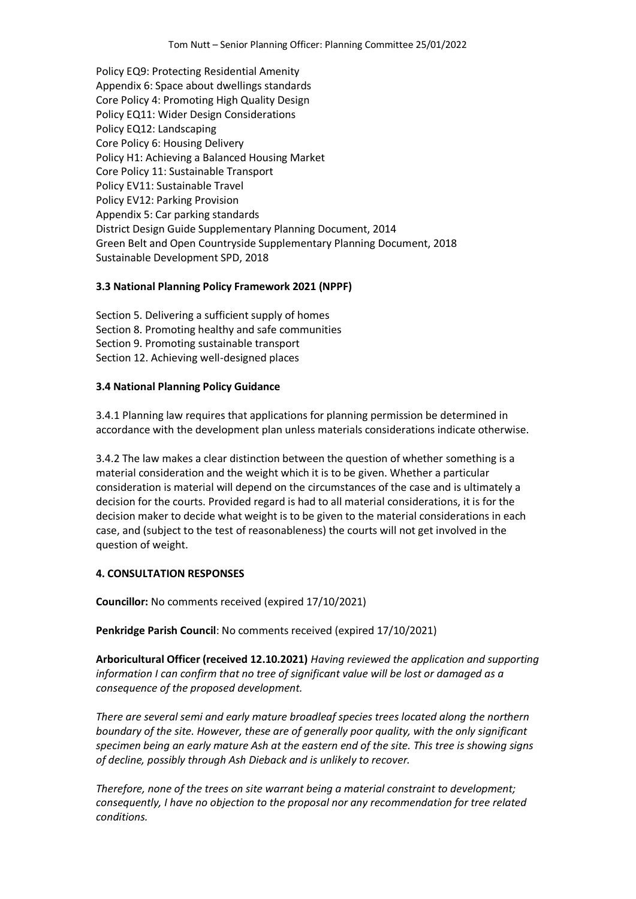Policy EQ9: Protecting Residential Amenity
Appendix 6: Space about dwellings standards
Core Policy 4: Promoting High Quality Design
Policy EQ11: Wider Design Considerations
Policy EQ12: Landscaping
Core Policy 6: Housing Delivery
Policy H1: Achieving a Balanced Housing Market
Core Policy 11: Sustainable Transport
Policy EV11: Sustainable Travel
Policy EV12: Parking Provision
Appendix 5: Car parking standards
District Design Guide Supplementary Planning Document, 2014
Green Belt and Open Countryside Supplementary Planning Document, 2018
Sustainable Development SPD, 2018

**3.3 National Planning Policy Framework 2021 (NPPF)**

Section 5. Delivering a sufficient supply of homes
Section 8. Promoting healthy and safe communities
Section 9. Promoting sustainable transport
Section 12. Achieving well-designed places

**3.4 National Planning Policy Guidance**

3.4.1 Planning law requires that applications for planning permission be determined in accordance with the development plan unless materials considerations indicate otherwise.

3.4.2 The law makes a clear distinction between the question of whether something is a material consideration and the weight which it is to be given. Whether a particular consideration is material will depend on the circumstances of the case and is ultimately a decision for the courts. Provided regard is had to all material considerations, it is for the decision maker to decide what weight is to be given to the material considerations in each case, and (subject to the test of reasonableness) the courts will not get involved in the question of weight.

**4. CONSULTATION RESPONSES**

**Councillor:** No comments received (expired 17/10/2021)

**Penkridge Parish Council**: No comments received (expired 17/10/2021)

**Arboricultural Officer (received 12.10.2021)** *Having reviewed the application and supporting information I can confirm that no tree of significant value will be lost or damaged as a consequence of the proposed development.*

*There are several semi and early mature broadleaf species trees located along the northern boundary of the site. However, these are of generally poor quality, with the only significant specimen being an early mature Ash at the eastern end of the site. This tree is showing signs of decline, possibly through Ash Dieback and is unlikely to recover.*

*Therefore, none of the trees on site warrant being a material constraint to development; consequently, I have no objection to the proposal nor any recommendation for tree related conditions.*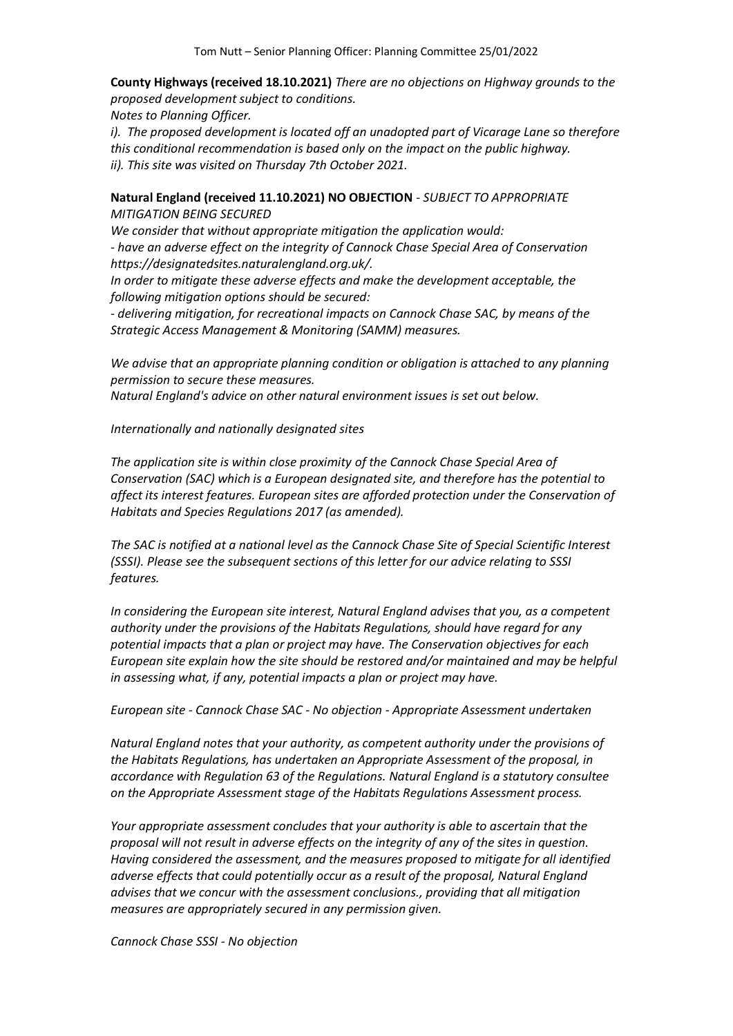**County Highways (received 18.10.2021)** *There are no objections on Highway grounds to the proposed development subject to conditions.*

*Notes to Planning Officer.*

*i). The proposed development is located off an unadopted part of Vicarage Lane so therefore this conditional recommendation is based only on the impact on the public highway.*

*ii). This site was visited on Thursday 7th October 2021.*

**Natural England (received 11.10.2021) NO OBJECTION** - *SUBJECT TO APPROPRIATE MITIGATION BEING SECURED*

*We consider that without appropriate mitigation the application would:*

*- have an adverse effect on the integrity of Cannock Chase Special Area of Conservation https://designatedsites.naturalengland.org.uk/.*

*In order to mitigate these adverse effects and make the development acceptable, the following mitigation options should be secured:*

*- delivering mitigation, for recreational impacts on Cannock Chase SAC, by means of the Strategic Access Management & Monitoring (SAMM) measures.*

*We advise that an appropriate planning condition or obligation is attached to any planning permission to secure these measures.*

*Natural England's advice on other natural environment issues is set out below.*

*Internationally and nationally designated sites*

*The application site is within close proximity of the Cannock Chase Special Area of Conservation (SAC) which is a European designated site, and therefore has the potential to affect its interest features. European sites are afforded protection under the Conservation of Habitats and Species Regulations 2017 (as amended).*

*The SAC is notified at a national level as the Cannock Chase Site of Special Scientific Interest (SSSI). Please see the subsequent sections of this letter for our advice relating to SSSI features.*

*In considering the European site interest, Natural England advises that you, as a competent authority under the provisions of the Habitats Regulations, should have regard for any potential impacts that a plan or project may have. The Conservation objectives for each European site explain how the site should be restored and/or maintained and may be helpful in assessing what, if any, potential impacts a plan or project may have.*

*European site - Cannock Chase SAC - No objection - Appropriate Assessment undertaken*

*Natural England notes that your authority, as competent authority under the provisions of the Habitats Regulations, has undertaken an Appropriate Assessment of the proposal, in accordance with Regulation 63 of the Regulations. Natural England is a statutory consultee on the Appropriate Assessment stage of the Habitats Regulations Assessment process.*

*Your appropriate assessment concludes that your authority is able to ascertain that the proposal will not result in adverse effects on the integrity of any of the sites in question. Having considered the assessment, and the measures proposed to mitigate for all identified adverse effects that could potentially occur as a result of the proposal, Natural England advises that we concur with the assessment conclusions., providing that all mitigation measures are appropriately secured in any permission given.*

*Cannock Chase SSSI - No objection*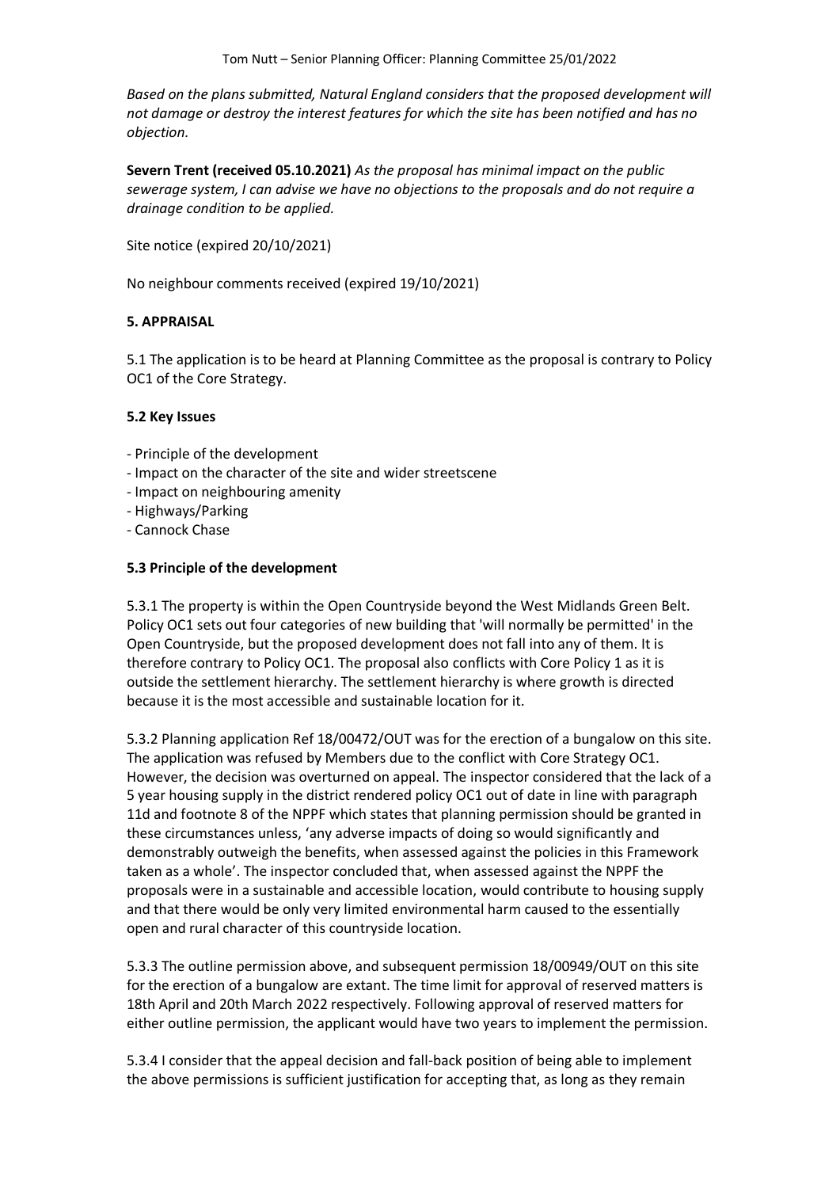*Based on the plans submitted, Natural England considers that the proposed development will not damage or destroy the interest features for which the site has been notified and has no objection.*

**Severn Trent (received 05.10.2021)** *As the proposal has minimal impact on the public sewerage system, I can advise we have no objections to the proposals and do not require a drainage condition to be applied.*

Site notice (expired 20/10/2021)

No neighbour comments received (expired 19/10/2021)

## 5. APPRAISAL

5.1 The application is to be heard at Planning Committee as the proposal is contrary to Policy OC1 of the Core Strategy.

### 5.2 Key Issues

- Principle of the development
- Impact on the character of the site and wider streetscene
- Impact on neighbouring amenity
- Highways/Parking
- Cannock Chase

### 5.3 Principle of the development

5.3.1 The property is within the Open Countryside beyond the West Midlands Green Belt. Policy OC1 sets out four categories of new building that 'will normally be permitted' in the Open Countryside, but the proposed development does not fall into any of them. It is therefore contrary to Policy OC1. The proposal also conflicts with Core Policy 1 as it is outside the settlement hierarchy. The settlement hierarchy is where growth is directed because it is the most accessible and sustainable location for it.

5.3.2 Planning application Ref 18/00472/OUT was for the erection of a bungalow on this site. The application was refused by Members due to the conflict with Core Strategy OC1. However, the decision was overturned on appeal. The inspector considered that the lack of a 5 year housing supply in the district rendered policy OC1 out of date in line with paragraph 11d and footnote 8 of the NPPF which states that planning permission should be granted in these circumstances unless, 'any adverse impacts of doing so would significantly and demonstrably outweigh the benefits, when assessed against the policies in this Framework taken as a whole'. The inspector concluded that, when assessed against the NPPF the proposals were in a sustainable and accessible location, would contribute to housing supply and that there would be only very limited environmental harm caused to the essentially open and rural character of this countryside location.

5.3.3 The outline permission above, and subsequent permission 18/00949/OUT on this site for the erection of a bungalow are extant. The time limit for approval of reserved matters is 18th April and 20th March 2022 respectively. Following approval of reserved matters for either outline permission, the applicant would have two years to implement the permission.

5.3.4 I consider that the appeal decision and fall-back position of being able to implement the above permissions is sufficient justification for accepting that, as long as they remain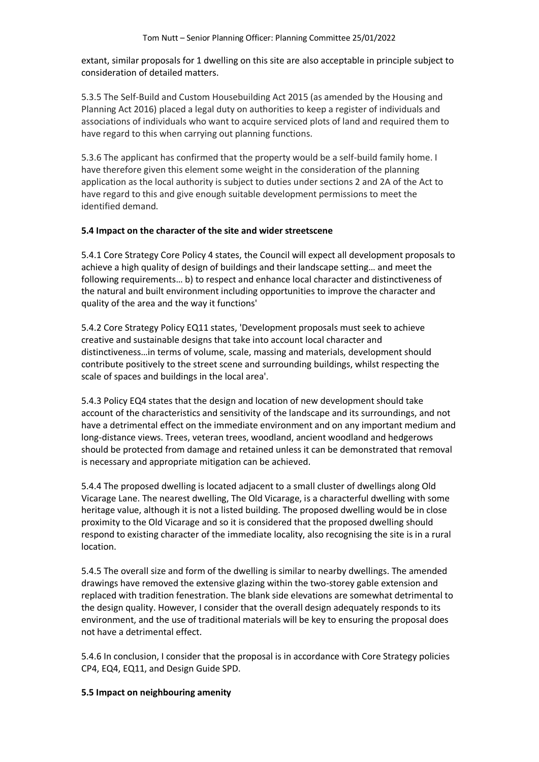extant, similar proposals for 1 dwelling on this site are also acceptable in principle subject to consideration of detailed matters.

5.3.5 The Self-Build and Custom Housebuilding Act 2015 (as amended by the Housing and Planning Act 2016) placed a legal duty on authorities to keep a register of individuals and associations of individuals who want to acquire serviced plots of land and required them to have regard to this when carrying out planning functions.

5.3.6 The applicant has confirmed that the property would be a self-build family home. I have therefore given this element some weight in the consideration of the planning application as the local authority is subject to duties under sections 2 and 2A of the Act to have regard to this and give enough suitable development permissions to meet the identified demand.

**5.4 Impact on the character of the site and wider streetscene**

5.4.1 Core Strategy Core Policy 4 states, the Council will expect all development proposals to achieve a high quality of design of buildings and their landscape setting… and meet the following requirements… b) to respect and enhance local character and distinctiveness of the natural and built environment including opportunities to improve the character and quality of the area and the way it functions'

5.4.2 Core Strategy Policy EQ11 states, 'Development proposals must seek to achieve creative and sustainable designs that take into account local character and distinctiveness…in terms of volume, scale, massing and materials, development should contribute positively to the street scene and surrounding buildings, whilst respecting the scale of spaces and buildings in the local area'.

5.4.3 Policy EQ4 states that the design and location of new development should take account of the characteristics and sensitivity of the landscape and its surroundings, and not have a detrimental effect on the immediate environment and on any important medium and long-distance views. Trees, veteran trees, woodland, ancient woodland and hedgerows should be protected from damage and retained unless it can be demonstrated that removal is necessary and appropriate mitigation can be achieved.

5.4.4 The proposed dwelling is located adjacent to a small cluster of dwellings along Old Vicarage Lane. The nearest dwelling, The Old Vicarage, is a characterful dwelling with some heritage value, although it is not a listed building. The proposed dwelling would be in close proximity to the Old Vicarage and so it is considered that the proposed dwelling should respond to existing character of the immediate locality, also recognising the site is in a rural location.

5.4.5 The overall size and form of the dwelling is similar to nearby dwellings. The amended drawings have removed the extensive glazing within the two-storey gable extension and replaced with tradition fenestration. The blank side elevations are somewhat detrimental to the design quality. However, I consider that the overall design adequately responds to its environment, and the use of traditional materials will be key to ensuring the proposal does not have a detrimental effect.

5.4.6 In conclusion, I consider that the proposal is in accordance with Core Strategy policies CP4, EQ4, EQ11, and Design Guide SPD.

**5.5 Impact on neighbouring amenity**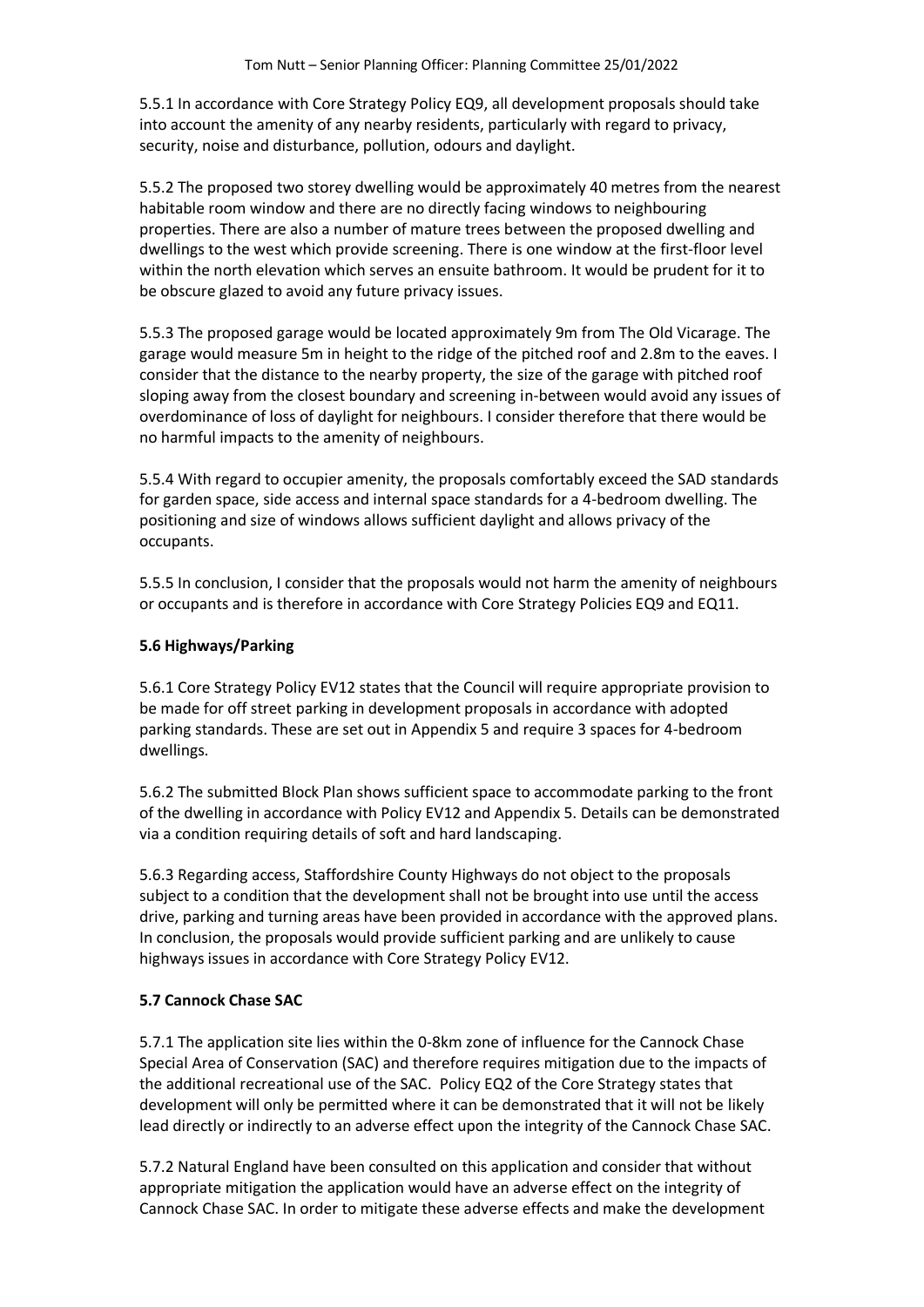5.5.1 In accordance with Core Strategy Policy EQ9, all development proposals should take into account the amenity of any nearby residents, particularly with regard to privacy, security, noise and disturbance, pollution, odours and daylight.

5.5.2 The proposed two storey dwelling would be approximately 40 metres from the nearest habitable room window and there are no directly facing windows to neighbouring properties. There are also a number of mature trees between the proposed dwelling and dwellings to the west which provide screening. There is one window at the first-floor level within the north elevation which serves an ensuite bathroom. It would be prudent for it to be obscure glazed to avoid any future privacy issues.

5.5.3 The proposed garage would be located approximately 9m from The Old Vicarage. The garage would measure 5m in height to the ridge of the pitched roof and 2.8m to the eaves. I consider that the distance to the nearby property, the size of the garage with pitched roof sloping away from the closest boundary and screening in-between would avoid any issues of overdominance of loss of daylight for neighbours. I consider therefore that there would be no harmful impacts to the amenity of neighbours.

5.5.4 With regard to occupier amenity, the proposals comfortably exceed the SAD standards for garden space, side access and internal space standards for a 4-bedroom dwelling. The positioning and size of windows allows sufficient daylight and allows privacy of the occupants.

5.5.5 In conclusion, I consider that the proposals would not harm the amenity of neighbours or occupants and is therefore in accordance with Core Strategy Policies EQ9 and EQ11.

**5.6 Highways/Parking**

5.6.1 Core Strategy Policy EV12 states that the Council will require appropriate provision to be made for off street parking in development proposals in accordance with adopted parking standards. These are set out in Appendix 5 and require 3 spaces for 4-bedroom dwellings.

5.6.2 The submitted Block Plan shows sufficient space to accommodate parking to the front of the dwelling in accordance with Policy EV12 and Appendix 5. Details can be demonstrated via a condition requiring details of soft and hard landscaping.

5.6.3 Regarding access, Staffordshire County Highways do not object to the proposals subject to a condition that the development shall not be brought into use until the access drive, parking and turning areas have been provided in accordance with the approved plans. In conclusion, the proposals would provide sufficient parking and are unlikely to cause highways issues in accordance with Core Strategy Policy EV12.

**5.7 Cannock Chase SAC**

5.7.1 The application site lies within the 0-8km zone of influence for the Cannock Chase Special Area of Conservation (SAC) and therefore requires mitigation due to the impacts of the additional recreational use of the SAC. Policy EQ2 of the Core Strategy states that development will only be permitted where it can be demonstrated that it will not be likely lead directly or indirectly to an adverse effect upon the integrity of the Cannock Chase SAC.

5.7.2 Natural England have been consulted on this application and consider that without appropriate mitigation the application would have an adverse effect on the integrity of Cannock Chase SAC. In order to mitigate these adverse effects and make the development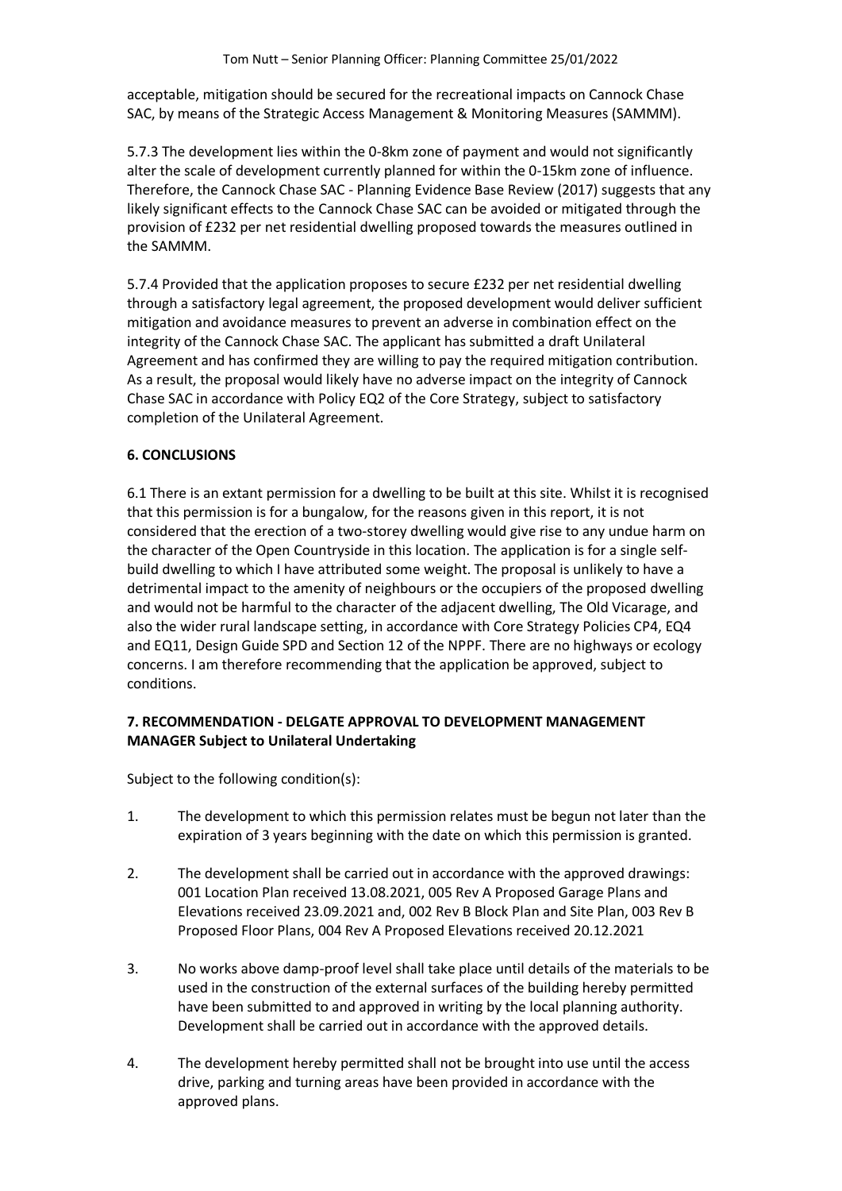acceptable, mitigation should be secured for the recreational impacts on Cannock Chase SAC, by means of the Strategic Access Management & Monitoring Measures (SAMMM).

5.7.3 The development lies within the 0-8km zone of payment and would not significantly alter the scale of development currently planned for within the 0-15km zone of influence. Therefore, the Cannock Chase SAC - Planning Evidence Base Review (2017) suggests that any likely significant effects to the Cannock Chase SAC can be avoided or mitigated through the provision of £232 per net residential dwelling proposed towards the measures outlined in the SAMMM.

5.7.4 Provided that the application proposes to secure £232 per net residential dwelling through a satisfactory legal agreement, the proposed development would deliver sufficient mitigation and avoidance measures to prevent an adverse in combination effect on the integrity of the Cannock Chase SAC. The applicant has submitted a draft Unilateral Agreement and has confirmed they are willing to pay the required mitigation contribution. As a result, the proposal would likely have no adverse impact on the integrity of Cannock Chase SAC in accordance with Policy EQ2 of the Core Strategy, subject to satisfactory completion of the Unilateral Agreement.

## 6. CONCLUSIONS

6.1 There is an extant permission for a dwelling to be built at this site. Whilst it is recognised that this permission is for a bungalow, for the reasons given in this report, it is not considered that the erection of a two-storey dwelling would give rise to any undue harm on the character of the Open Countryside in this location. The application is for a single self-build dwelling to which I have attributed some weight. The proposal is unlikely to have a detrimental impact to the amenity of neighbours or the occupiers of the proposed dwelling and would not be harmful to the character of the adjacent dwelling, The Old Vicarage, and also the wider rural landscape setting, in accordance with Core Strategy Policies CP4, EQ4 and EQ11, Design Guide SPD and Section 12 of the NPPF. There are no highways or ecology concerns. I am therefore recommending that the application be approved, subject to conditions.

## 7. RECOMMENDATION - DELGATE APPROVAL TO DEVELOPMENT MANAGEMENT MANAGER Subject to Unilateral Undertaking

Subject to the following condition(s):

1. The development to which this permission relates must be begun not later than the expiration of 3 years beginning with the date on which this permission is granted.

2. The development shall be carried out in accordance with the approved drawings: 001 Location Plan received 13.08.2021, 005 Rev A Proposed Garage Plans and Elevations received 23.09.2021 and, 002 Rev B Block Plan and Site Plan, 003 Rev B Proposed Floor Plans, 004 Rev A Proposed Elevations received 20.12.2021

3. No works above damp-proof level shall take place until details of the materials to be used in the construction of the external surfaces of the building hereby permitted have been submitted to and approved in writing by the local planning authority. Development shall be carried out in accordance with the approved details.

4. The development hereby permitted shall not be brought into use until the access drive, parking and turning areas have been provided in accordance with the approved plans.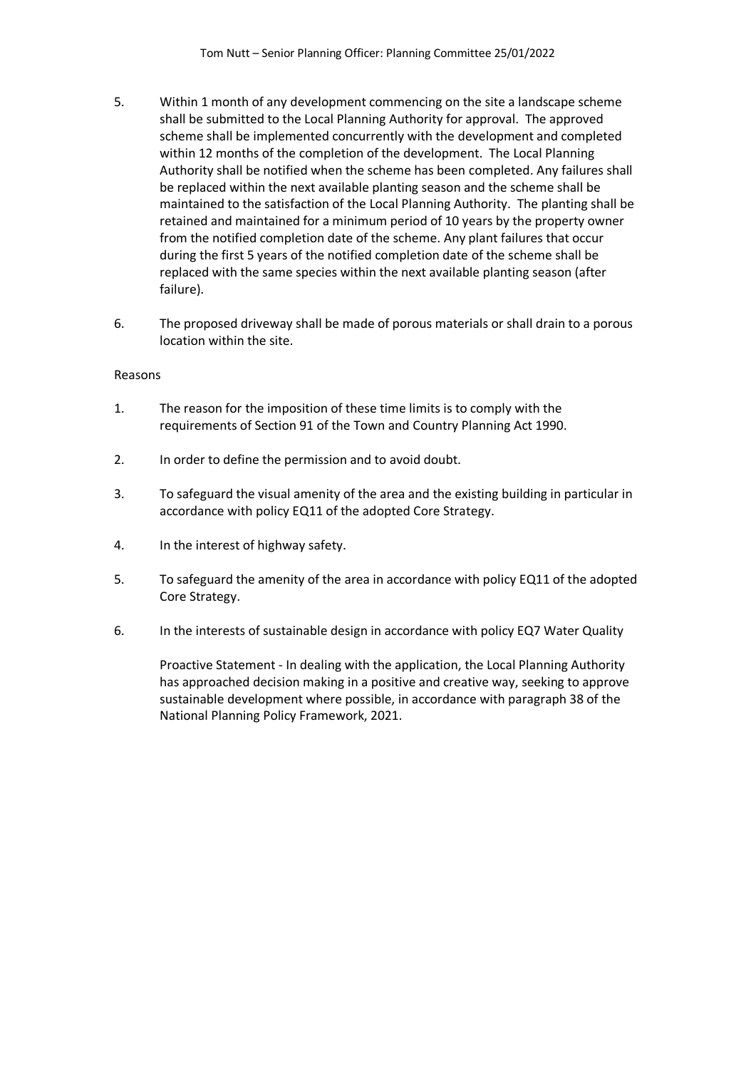5. Within 1 month of any development commencing on the site a landscape scheme shall be submitted to the Local Planning Authority for approval. The approved scheme shall be implemented concurrently with the development and completed within 12 months of the completion of the development. The Local Planning Authority shall be notified when the scheme has been completed. Any failures shall be replaced within the next available planting season and the scheme shall be maintained to the satisfaction of the Local Planning Authority. The planting shall be retained and maintained for a minimum period of 10 years by the property owner from the notified completion date of the scheme. Any plant failures that occur during the first 5 years of the notified completion date of the scheme shall be replaced with the same species within the next available planting season (after failure).

6. The proposed driveway shall be made of porous materials or shall drain to a porous location within the site.

Reasons

1. The reason for the imposition of these time limits is to comply with the requirements of Section 91 of the Town and Country Planning Act 1990.

2. In order to define the permission and to avoid doubt.

3. To safeguard the visual amenity of the area and the existing building in particular in accordance with policy EQ11 of the adopted Core Strategy.

4. In the interest of highway safety.

5. To safeguard the amenity of the area in accordance with policy EQ11 of the adopted Core Strategy.

6. In the interests of sustainable design in accordance with policy EQ7 Water Quality

   Proactive Statement - In dealing with the application, the Local Planning Authority has approached decision making in a positive and creative way, seeking to approve sustainable development where possible, in accordance with paragraph 38 of the National Planning Policy Framework, 2021.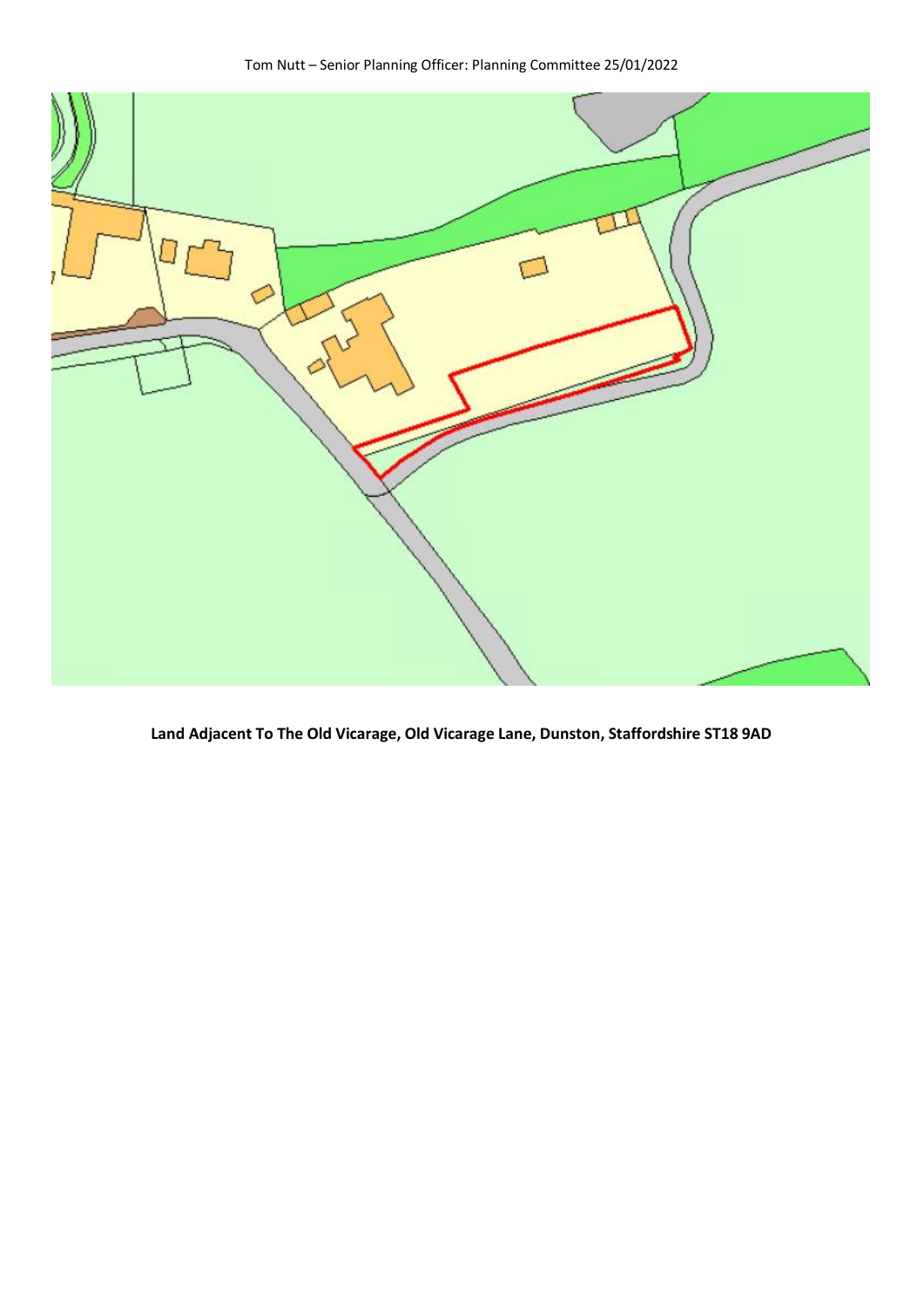**Land Adjacent To The Old Vicarage, Old Vicarage Lane, Dunston, Staffordshire ST18 9AD**